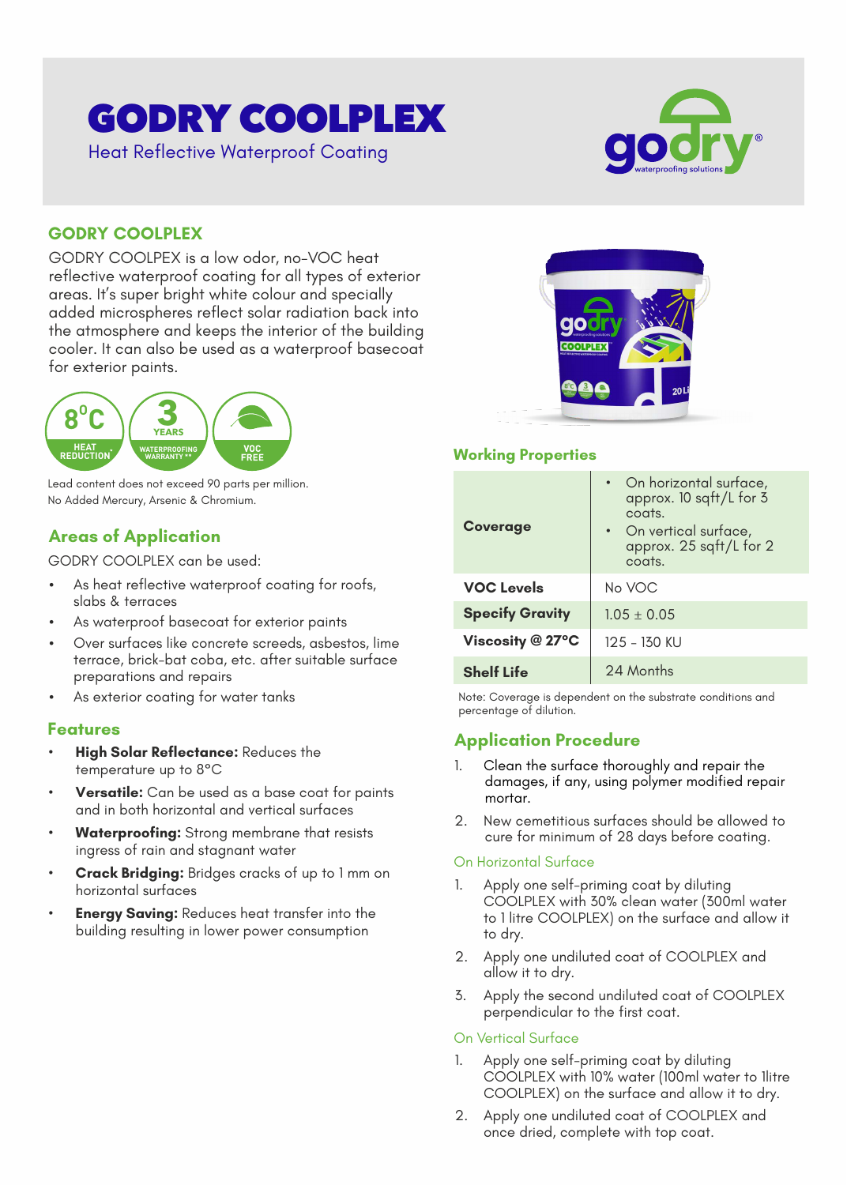# GODRY COOLPLEX

Heat Reflective Waterproof Coating

## GODRY COOLPLEX

GODRY COOLPEX is a low odor, no-VOC heat reflective waterproof coating for all types of exterior areas. It's super bright white colour and specially added microspheres reflect solar radiation back into the atmosphere and keeps the interior of the building cooler. It can also be used as a waterproof basecoat for exterior paints.

8°C HEAT REDUCTION | 3 YEARS WATERPROOFING WARRANTY ** | VOC FREE

Lead content does not exceed 90 parts per million.
No Added Mercury, Arsenic & Chromium.

## Areas of Application

GODRY COOLPLEX can be used:

- As heat reflective waterproof coating for roofs, slabs & terraces
- As waterproof basecoat for exterior paints
- Over surfaces like concrete screeds, asbestos, lime terrace, brick-bat coba, etc. after suitable surface preparations and repairs
- As exterior coating for water tanks

## Features

- **High Solar Reflectance:** Reduces the temperature up to 8°C
- **Versatile:** Can be used as a base coat for paints and in both horizontal and vertical surfaces
- **Waterproofing:** Strong membrane that resists ingress of rain and stagnant water
- **Crack Bridging:** Bridges cracks of up to 1 mm on horizontal surfaces
- **Energy Saving:** Reduces heat transfer into the building resulting in lower power consumption

## Working Properties

| | |
|---|---|
| **Coverage** | • On horizontal surface, approx. 10 sqft/L for 3 coats. • On vertical surface, approx. 25 sqft/L for 2 coats. |
| **VOC Levels** | No VOC |
| **Specify Gravity** | 1.05 ± 0.05 |
| **Viscosity @ 27°C** | 125 - 130 KU |
| **Shelf Life** | 24 Months |

Note: Coverage is dependent on the substrate conditions and percentage of dilution.

## Application Procedure

1. Clean the surface thoroughly and repair the damages, if any, using polymer modified repair mortar.
2. New cemetitious surfaces should be allowed to cure for minimum of 28 days before coating.

### On Horizontal Surface

1. Apply one self-priming coat by diluting COOLPLEX with 30% clean water (300ml water to 1 litre COOLPLEX) on the surface and allow it to dry.
2. Apply one undiluted coat of COOLPLEX and allow it to dry.
3. Apply the second undiluted coat of COOLPLEX perpendicular to the first coat.

### On Vertical Surface

1. Apply one self-priming coat by diluting COOLPLEX with 10% water (100ml water to 1litre COOLPLEX) on the surface and allow it to dry.
2. Apply one undiluted coat of COOLPLEX and once dried, complete with top coat.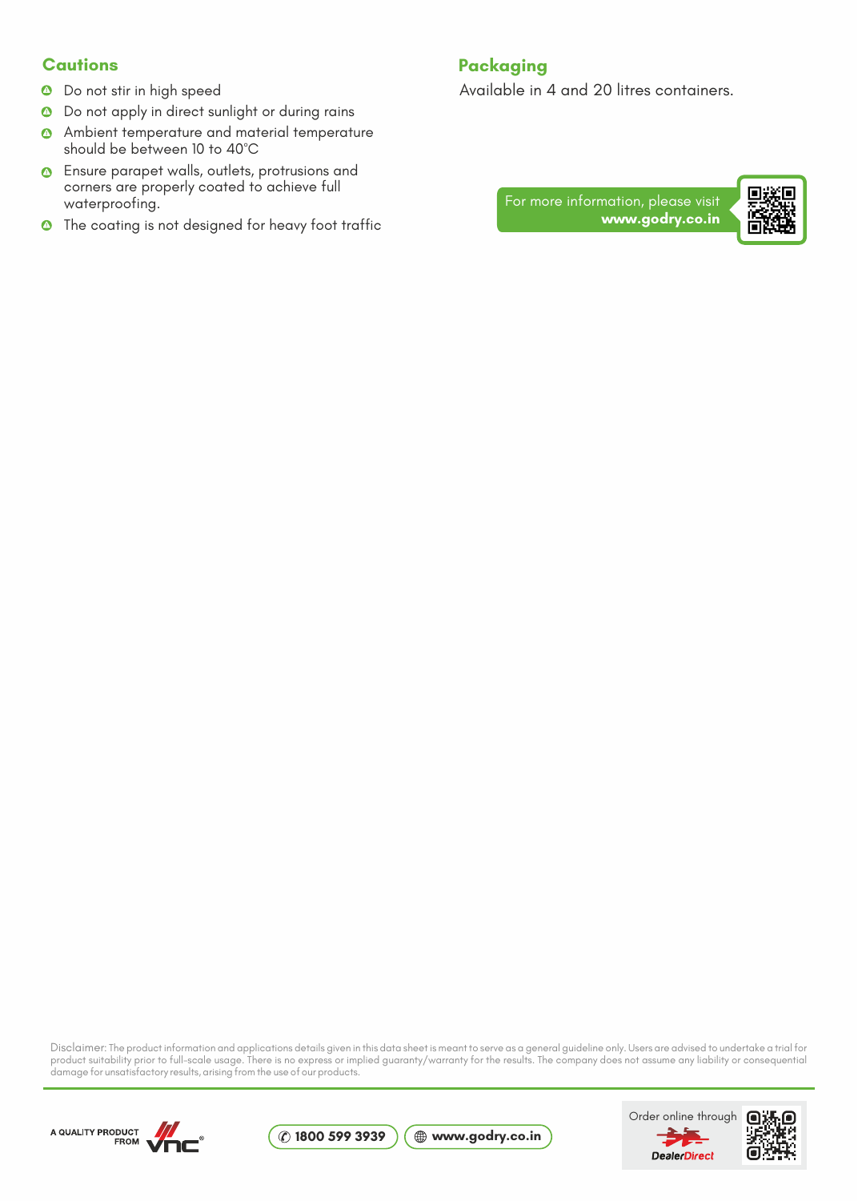## Cautions

- Do not stir in high speed
- Do not apply in direct sunlight or during rains
- Ambient temperature and material temperature should be between 10 to 40°C
- Ensure parapet walls, outlets, protrusions and corners are properly coated to achieve full waterproofing.
- The coating is not designed for heavy foot traffic

## Packaging

Available in 4 and 20 litres containers.

For more information, please visit **www.godry.co.in**

Disclaimer: The product information and applications details given in this data sheet is meant to serve as a general guideline only. Users are advised to undertake a trial for product suitability prior to full-scale usage. There is no express or implied guaranty/warranty for the results. The company does not assume any liability or consequential damage for unsatisfactory results, arising from the use of our products.

A QUALITY PRODUCT FROM VNC®

✆ **1800 599 3939**

**www.godry.co.in**

Order online through DealerDirect